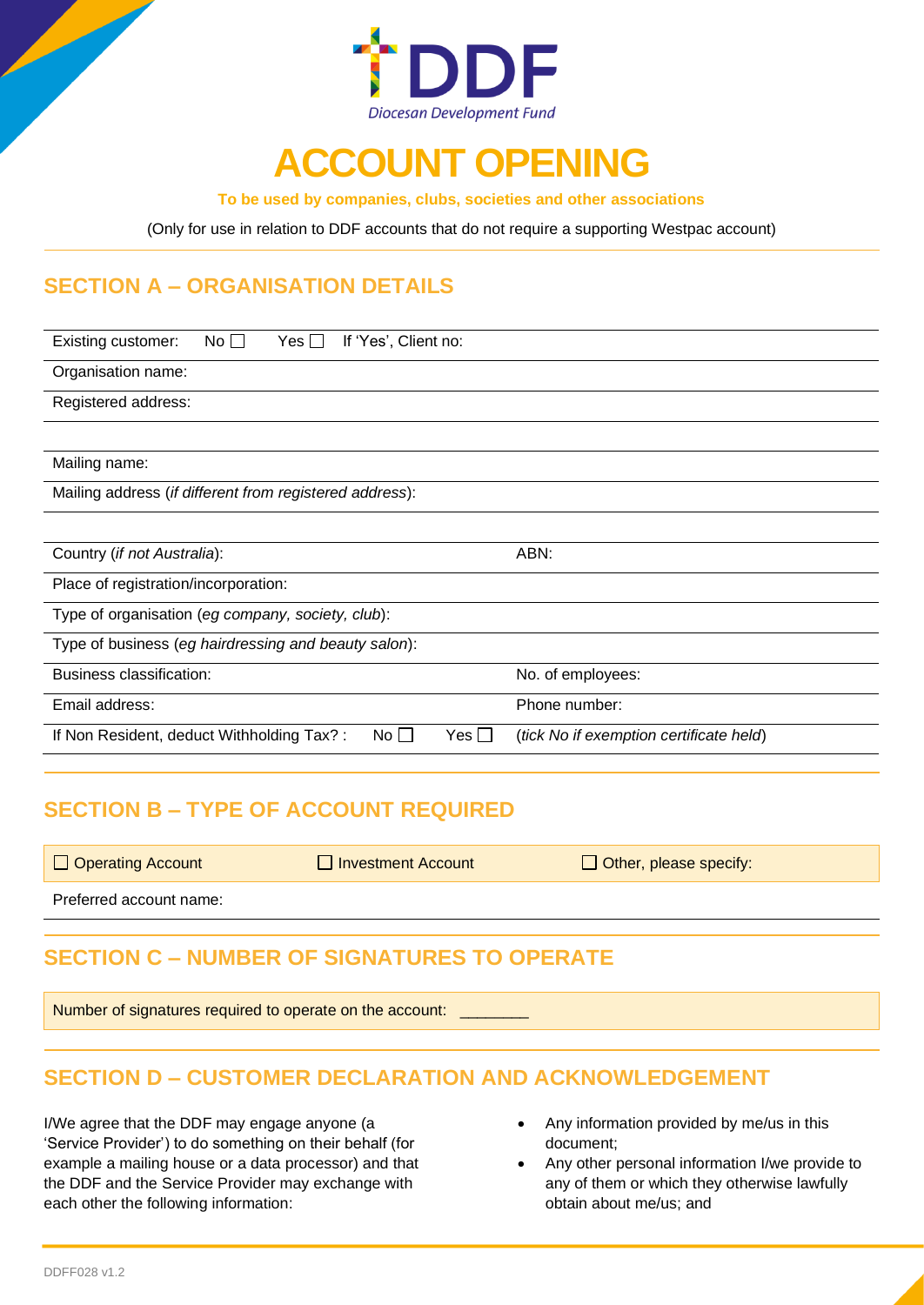DDF
Diocesan Development Fund

# ACCOUNT OPENING

**To be used by companies, clubs, societies and other associations**

(Only for use in relation to DDF accounts that do not require a supporting Westpac account)

## SECTION A – ORGANISATION DETAILS

| | |
|---|---|
| Existing customer: No ☐ Yes ☐ If 'Yes', Client no: | |
| Organisation name: | |
| Registered address: | |
| | |
| Mailing name: | |
| Mailing address (*if different from registered address*): | |
| | |
| Country (*if not Australia*): | ABN: |
| Place of registration/incorporation: | |
| Type of organisation (*eg company, society, club*): | |
| Type of business (*eg hairdressing and beauty salon*): | |
| Business classification: | No. of employees: |
| Email address: | Phone number: |
| If Non Resident, deduct Withholding Tax? : No ☐ Yes ☐ | (*tick No if exemption certificate held*) |

## SECTION B – TYPE OF ACCOUNT REQUIRED

| | | |
|---|---|---|
| ☐ Operating Account | ☐ Investment Account | ☐ Other, please specify: |
| Preferred account name: | | |

## SECTION C – NUMBER OF SIGNATURES TO OPERATE

Number of signatures required to operate on the account: ________

## SECTION D – CUSTOMER DECLARATION AND ACKNOWLEDGEMENT

I/We agree that the DDF may engage anyone (a 'Service Provider') to do something on their behalf (for example a mailing house or a data processor) and that the DDF and the Service Provider may exchange with each other the following information:

- Any information provided by me/us in this document;
- Any other personal information I/we provide to any of them or which they otherwise lawfully obtain about me/us; and

DDFF028 v1.2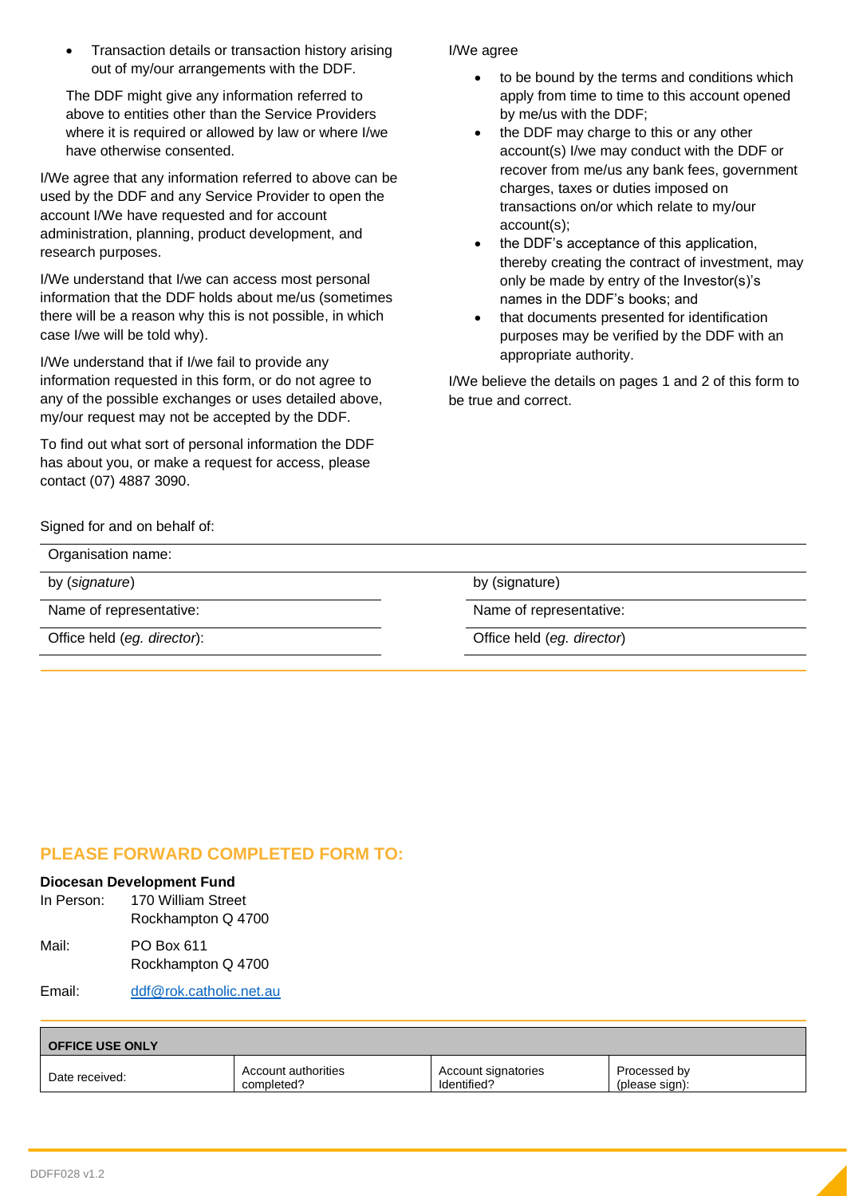- Transaction details or transaction history arising out of my/our arrangements with the DDF.

The DDF might give any information referred to above to entities other than the Service Providers where it is required or allowed by law or where I/we have otherwise consented.

I/We agree that any information referred to above can be used by the DDF and any Service Provider to open the account I/We have requested and for account administration, planning, product development, and research purposes.

I/We understand that I/we can access most personal information that the DDF holds about me/us (sometimes there will be a reason why this is not possible, in which case I/we will be told why).

I/We understand that if I/we fail to provide any information requested in this form, or do not agree to any of the possible exchanges or uses detailed above, my/our request may not be accepted by the DDF.

To find out what sort of personal information the DDF has about you, or make a request for access, please contact (07) 4887 3090.

I/We agree

- to be bound by the terms and conditions which apply from time to time to this account opened by me/us with the DDF;
- the DDF may charge to this or any other account(s) I/we may conduct with the DDF or recover from me/us any bank fees, government charges, taxes or duties imposed on transactions on/or which relate to my/our account(s);
- the DDF's acceptance of this application, thereby creating the contract of investment, may only be made by entry of the Investor(s)'s names in the DDF's books; and
- that documents presented for identification purposes may be verified by the DDF with an appropriate authority.

I/We believe the details on pages 1 and 2 of this form to be true and correct.

Signed for and on behalf of:

Organisation name:

| | |
|---|---|
| by (*signature*) | by (signature) |
| Name of representative: | Name of representative: |
| Office held (*eg. director*): | Office held (*eg. director*) |

## PLEASE FORWARD COMPLETED FORM TO:

**Diocesan Development Fund**

In Person: 170 William Street
Rockhampton Q 4700

Mail: PO Box 611
Rockhampton Q 4700

Email: ddf@rok.catholic.net.au

| **OFFICE USE ONLY** | | | |
|---|---|---|---|
| Date received: | Account authorities completed? | Account signatories Identified? | Processed by (please sign): |

DDFF028 v1.2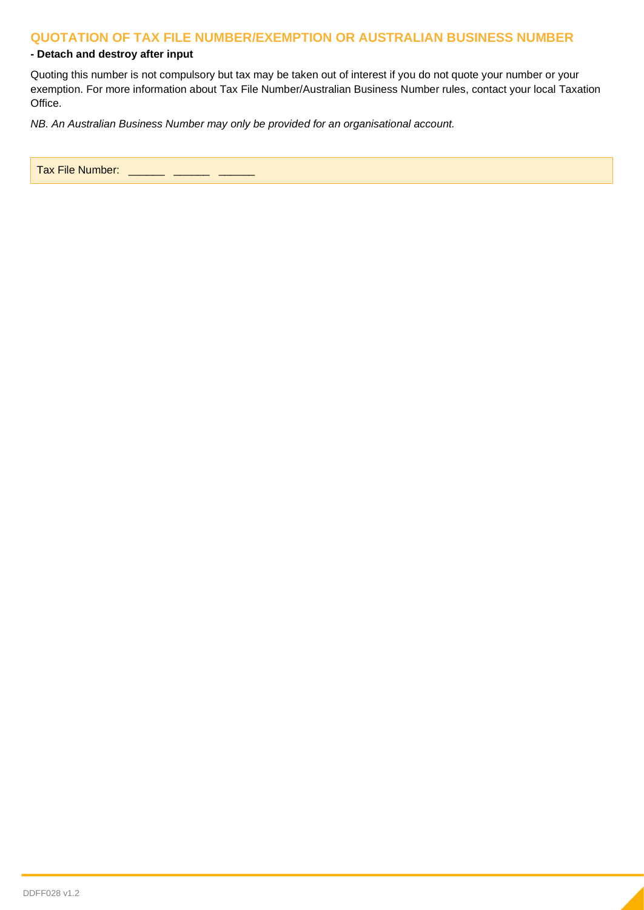## QUOTATION OF TAX FILE NUMBER/EXEMPTION OR AUSTRALIAN BUSINESS NUMBER

**- Detach and destroy after input**

Quoting this number is not compulsory but tax may be taken out of interest if you do not quote your number or your exemption. For more information about Tax File Number/Australian Business Number rules, contact your local Taxation Office.

*NB. An Australian Business Number may only be provided for an organisational account.*

Tax File Number: ______ ______ ______

DDFF028 v1.2